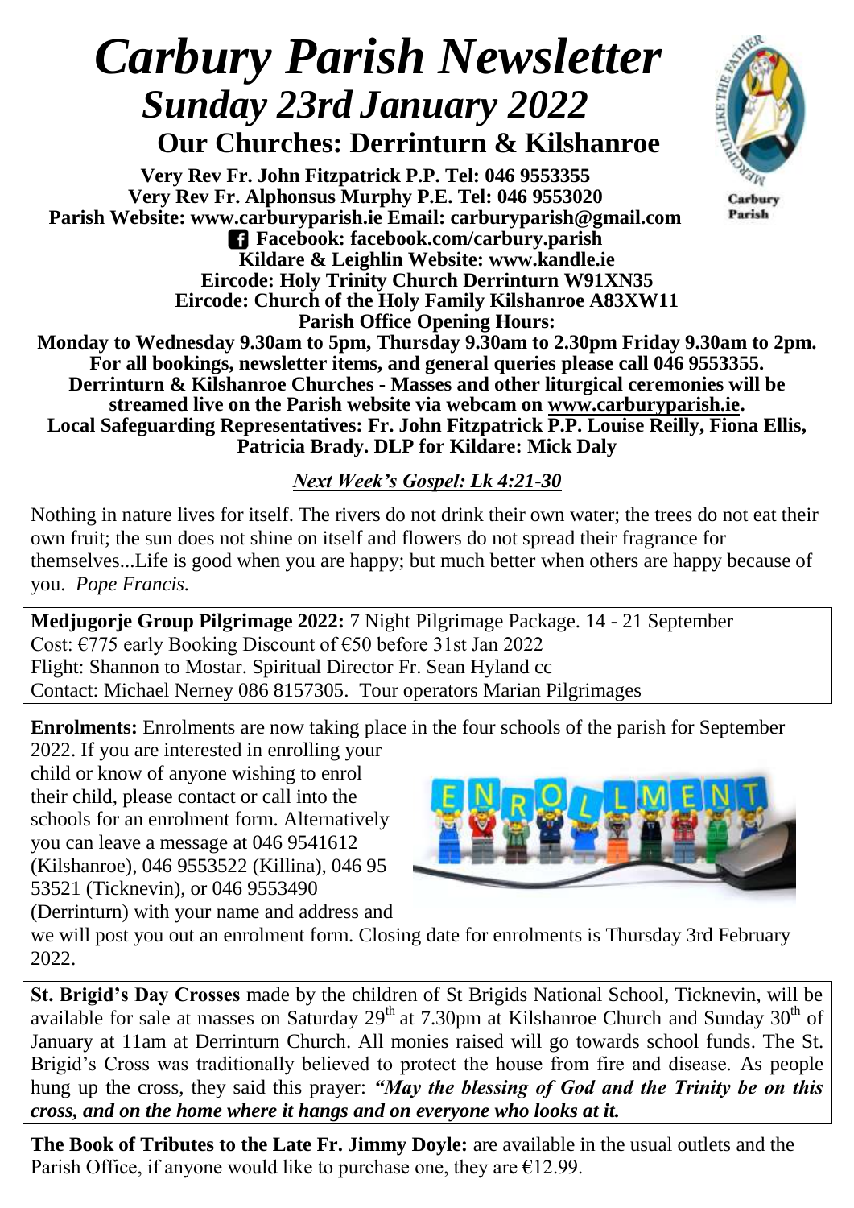# *Carbury Parish Newsletter*

## *Sunday 23rd January 2022*

### Our Churches: Derrinturn & Kilshanroe

**Very Rev Fr. John Fitzpatrick P.P. Tel: 046 9553355**
**Very Rev Fr. Alphonsus Murphy P.E. Tel: 046 9553020**
**Parish Website: www.carburyparish.ie Email: carburyparish@gmail.com**
**Facebook: facebook.com/carbury.parish**
**Kildare & Leighlin Website: www.kandle.ie**
**Eircode: Holy Trinity Church Derrinturn W91XN35**
**Eircode: Church of the Holy Family Kilshanroe A83XW11**
**Parish Office Opening Hours:**
**Monday to Wednesday 9.30am to 5pm, Thursday 9.30am to 2.30pm Friday 9.30am to 2pm.**
**For all bookings, newsletter items, and general queries please call 046 9553355.**
**Derrinturn & Kilshanroe Churches - Masses and other liturgical ceremonies will be streamed live on the Parish website via webcam on www.carburyparish.ie.**
**Local Safeguarding Representatives: Fr. John Fitzpatrick P.P. Louise Reilly, Fiona Ellis, Patricia Brady. DLP for Kildare: Mick Daly**

***Next Week's Gospel: Lk 4:21-30***

Nothing in nature lives for itself. The rivers do not drink their own water; the trees do not eat their own fruit; the sun does not shine on itself and flowers do not spread their fragrance for themselves...Life is good when you are happy; but much better when others are happy because of you. *Pope Francis.*

**Medjugorje Group Pilgrimage 2022:** 7 Night Pilgrimage Package. 14 - 21 September
Cost: €775 early Booking Discount of €50 before 31st Jan 2022
Flight: Shannon to Mostar. Spiritual Director Fr. Sean Hyland cc
Contact: Michael Nerney 086 8157305. Tour operators Marian Pilgrimages

**Enrolments:** Enrolments are now taking place in the four schools of the parish for September 2022. If you are interested in enrolling your child or know of anyone wishing to enrol their child, please contact or call into the schools for an enrolment form. Alternatively you can leave a message at 046 9541612 (Kilshanroe), 046 9553522 (Killina), 046 95 53521 (Ticknevin), or 046 9553490 (Derrinturn) with your name and address and we will post you out an enrolment form. Closing date for enrolments is Thursday 3rd February 2022.

**St. Brigid's Day Crosses** made by the children of St Brigids National School, Ticknevin, will be available for sale at masses on Saturday 29th at 7.30pm at Kilshanroe Church and Sunday 30th of January at 11am at Derrinturn Church. All monies raised will go towards school funds. The St. Brigid's Cross was traditionally believed to protect the house from fire and disease. As people hung up the cross, they said this prayer: ***"May the blessing of God and the Trinity be on this cross, and on the home where it hangs and on everyone who looks at it.***

**The Book of Tributes to the Late Fr. Jimmy Doyle:** are available in the usual outlets and the Parish Office, if anyone would like to purchase one, they are €12.99.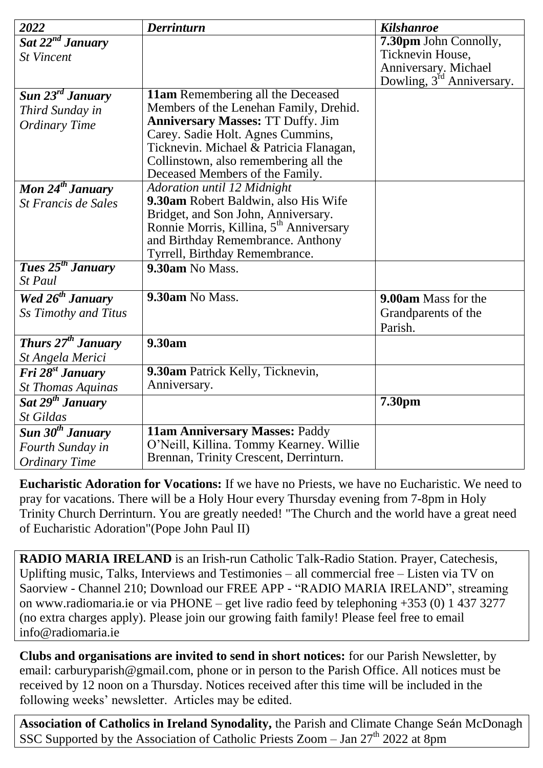| *2022* | *Derrinturn* | *Kilshanroe* |
|---|---|---|
| ***Sat 22nd January*** *St Vincent* | | **7.30pm** John Connolly, Ticknevin House, Anniversary. Michael Dowling, 3rd Anniversary. |
| ***Sun 23rd January*** *Third Sunday in Ordinary Time* | **11am** Remembering all the Deceased Members of the Lenehan Family, Drehid. **Anniversary Masses:** TT Duffy. Jim Carey. Sadie Holt. Agnes Cummins, Ticknevin. Michael & Patricia Flanagan, Collinstown, also remembering all the Deceased Members of the Family. | |
| ***Mon 24th January*** *St Francis de Sales* | *Adoration until 12 Midnight* **9.30am** Robert Baldwin, also His Wife Bridget, and Son John, Anniversary. Ronnie Morris, Killina, 5th Anniversary and Birthday Remembrance. Anthony Tyrrell, Birthday Remembrance. | |
| ***Tues 25th January*** *St Paul* | **9.30am** No Mass. | |
| ***Wed 26th January*** *Ss Timothy and Titus* | **9.30am** No Mass. | **9.00am** Mass for the Grandparents of the Parish. |
| ***Thurs 27th January*** *St Angela Merici* | **9.30am** | |
| ***Fri 28st January*** *St Thomas Aquinas* | **9.30am** Patrick Kelly, Ticknevin, Anniversary. | |
| ***Sat 29th January*** *St Gildas* | | **7.30pm** |
| ***Sun 30th January*** *Fourth Sunday in Ordinary Time* | **11am Anniversary Masses:** Paddy O'Neill, Killina. Tommy Kearney. Willie Brennan, Trinity Crescent, Derrinturn. | |

**Eucharistic Adoration for Vocations:** If we have no Priests, we have no Eucharistic. We need to pray for vacations. There will be a Holy Hour every Thursday evening from 7-8pm in Holy Trinity Church Derrinturn. You are greatly needed! "The Church and the world have a great need of Eucharistic Adoration"(Pope John Paul II)

**RADIO MARIA IRELAND** is an Irish-run Catholic Talk-Radio Station. Prayer, Catechesis, Uplifting music, Talks, Interviews and Testimonies – all commercial free – Listen via TV on Saorview - Channel 210; Download our FREE APP - "RADIO MARIA IRELAND", streaming on www.radiomaria.ie or via PHONE – get live radio feed by telephoning +353 (0) 1 437 3277 (no extra charges apply). Please join our growing faith family! Please feel free to email info@radiomaria.ie

**Clubs and organisations are invited to send in short notices:** for our Parish Newsletter, by email: carburyparish@gmail.com, phone or in person to the Parish Office. All notices must be received by 12 noon on a Thursday. Notices received after this time will be included in the following weeks' newsletter. Articles may be edited.

**Association of Catholics in Ireland Synodality,** the Parish and Climate Change Seán McDonagh SSC Supported by the Association of Catholic Priests Zoom – Jan 27th 2022 at 8pm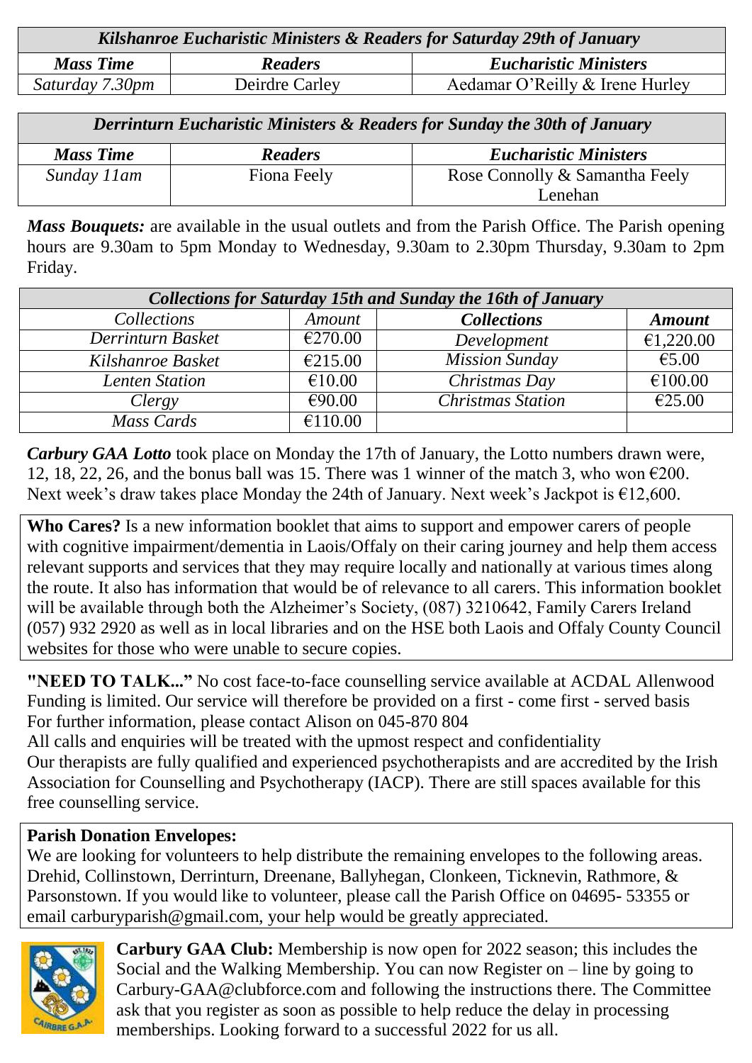| *Kilshanroe Eucharistic Ministers & Readers for Saturday 29th of January* | | |
|---|---|---|
| ***Mass Time*** | ***Readers*** | ***Eucharistic Ministers*** |
| *Saturday 7.30pm* | Deirdre Carley | Aedamar O'Reilly & Irene Hurley |

| *Derrinturn Eucharistic Ministers & Readers for Sunday the 30th of January* | | |
|---|---|---|
| ***Mass Time*** | ***Readers*** | ***Eucharistic Ministers*** |
| *Sunday 11am* | Fiona Feely | Rose Connolly & Samantha Feely Lenehan |

***Mass Bouquets:*** are available in the usual outlets and from the Parish Office. The Parish opening hours are 9.30am to 5pm Monday to Wednesday, 9.30am to 2.30pm Thursday, 9.30am to 2pm Friday.

| *Collections for Saturday 15th and Sunday the 16th of January* | | | |
|---|---|---|---|
| *Collections* | *Amount* | ***Collections*** | ***Amount*** |
| *Derrinturn Basket* | €270.00 | *Development* | €1,220.00 |
| *Kilshanroe Basket* | €215.00 | *Mission Sunday* | €5.00 |
| *Lenten Station* | €10.00 | *Christmas Day* | €100.00 |
| *Clergy* | €90.00 | *Christmas Station* | €25.00 |
| *Mass Cards* | €110.00 | | |

***Carbury GAA Lotto*** took place on Monday the 17th of January, the Lotto numbers drawn were, 12, 18, 22, 26, and the bonus ball was 15. There was 1 winner of the match 3, who won €200. Next week's draw takes place Monday the 24th of January. Next week's Jackpot is €12,600.

**Who Cares?** Is a new information booklet that aims to support and empower carers of people with cognitive impairment/dementia in Laois/Offaly on their caring journey and help them access relevant supports and services that they may require locally and nationally at various times along the route. It also has information that would be of relevance to all carers. This information booklet will be available through both the Alzheimer's Society, (087) 3210642, Family Carers Ireland (057) 932 2920 as well as in local libraries and on the HSE both Laois and Offaly County Council websites for those who were unable to secure copies.

**"NEED TO TALK..."** No cost face-to-face counselling service available at ACDAL Allenwood
Funding is limited. Our service will therefore be provided on a first - come first - served basis
For further information, please contact Alison on 045-870 804
All calls and enquiries will be treated with the upmost respect and confidentiality
Our therapists are fully qualified and experienced psychotherapists and are accredited by the Irish Association for Counselling and Psychotherapy (IACP). There are still spaces available for this free counselling service.

**Parish Donation Envelopes:**
We are looking for volunteers to help distribute the remaining envelopes to the following areas. Drehid, Collinstown, Derrinturn, Dreenane, Ballyhegan, Clonkeen, Ticknevin, Rathmore, & Parsonstown. If you would like to volunteer, please call the Parish Office on 04695- 53355 or email carburyparish@gmail.com, your help would be greatly appreciated.

**Carbury GAA Club:** Membership is now open for 2022 season; this includes the Social and the Walking Membership. You can now Register on – line by going to Carbury-GAA@clubforce.com and following the instructions there. The Committee ask that you register as soon as possible to help reduce the delay in processing memberships. Looking forward to a successful 2022 for us all.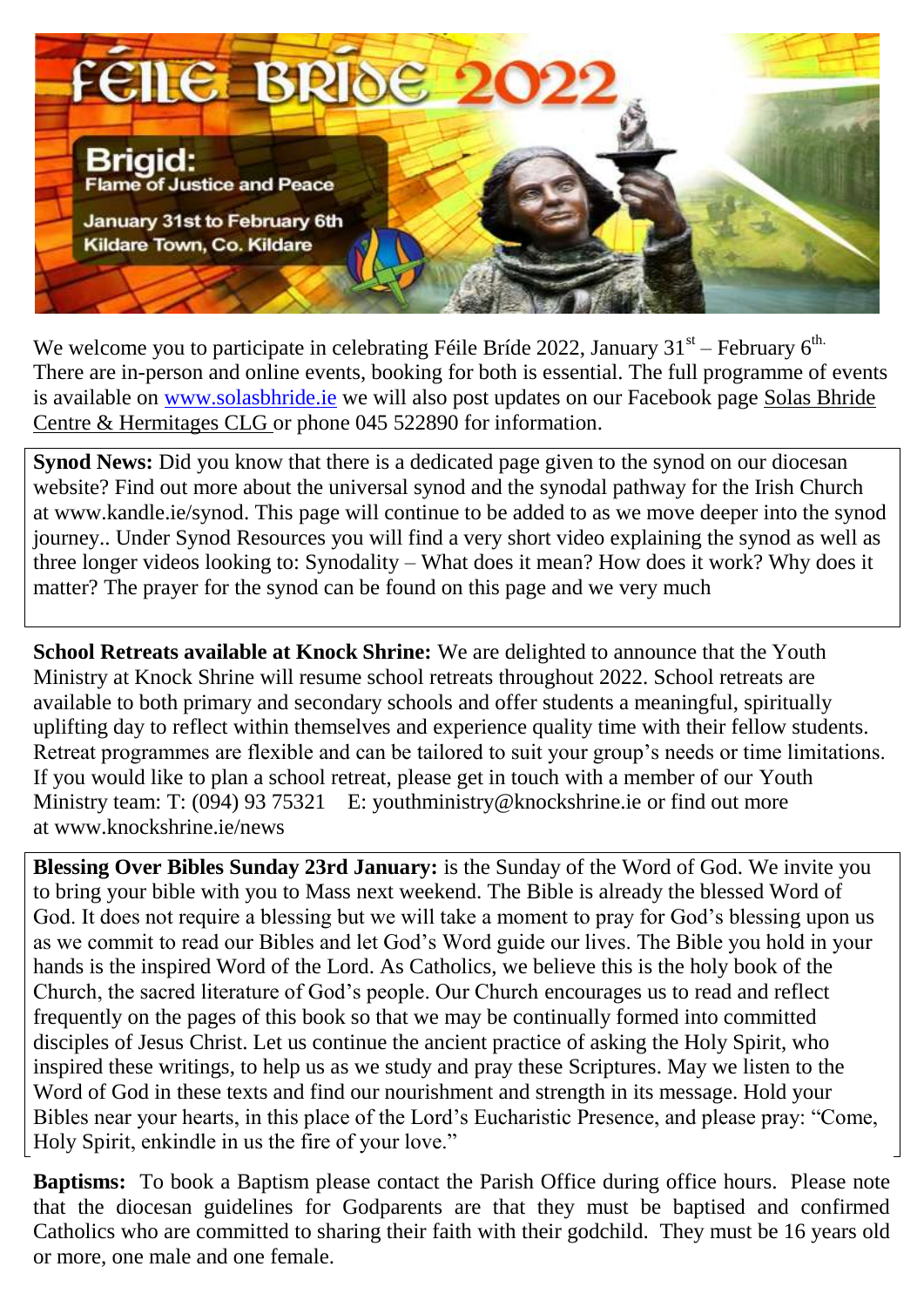FÉILE BRÍDE 2022

**Brigid:**
Flame of Justice and Peace

January 31st to February 6th
Kildare Town, Co. Kildare

We welcome you to participate in celebrating Féile Bríde 2022, January 31st – February 6th. There are in-person and online events, booking for both is essential. The full programme of events is available on www.solasbhride.ie we will also post updates on our Facebook page Solas Bhride Centre & Hermitages CLG or phone 045 522890 for information.

**Synod News:** Did you know that there is a dedicated page given to the synod on our diocesan website? Find out more about the universal synod and the synodal pathway for the Irish Church at www.kandle.ie/synod. This page will continue to be added to as we move deeper into the synod journey.. Under Synod Resources you will find a very short video explaining the synod as well as three longer videos looking to: Synodality – What does it mean? How does it work? Why does it matter? The prayer for the synod can be found on this page and we very much

**School Retreats available at Knock Shrine:** We are delighted to announce that the Youth Ministry at Knock Shrine will resume school retreats throughout 2022. School retreats are available to both primary and secondary schools and offer students a meaningful, spiritually uplifting day to reflect within themselves and experience quality time with their fellow students. Retreat programmes are flexible and can be tailored to suit your group's needs or time limitations. If you would like to plan a school retreat, please get in touch with a member of our Youth Ministry team: T: (094) 93 75321 E: youthministry@knockshrine.ie or find out more at www.knockshrine.ie/news

**Blessing Over Bibles Sunday 23rd January:** is the Sunday of the Word of God. We invite you to bring your bible with you to Mass next weekend. The Bible is already the blessed Word of God. It does not require a blessing but we will take a moment to pray for God's blessing upon us as we commit to read our Bibles and let God's Word guide our lives. The Bible you hold in your hands is the inspired Word of the Lord. As Catholics, we believe this is the holy book of the Church, the sacred literature of God's people. Our Church encourages us to read and reflect frequently on the pages of this book so that we may be continually formed into committed disciples of Jesus Christ. Let us continue the ancient practice of asking the Holy Spirit, who inspired these writings, to help us as we study and pray these Scriptures. May we listen to the Word of God in these texts and find our nourishment and strength in its message. Hold your Bibles near your hearts, in this place of the Lord's Eucharistic Presence, and please pray: "Come, Holy Spirit, enkindle in us the fire of your love."

**Baptisms:** To book a Baptism please contact the Parish Office during office hours. Please note that the diocesan guidelines for Godparents are that they must be baptised and confirmed Catholics who are committed to sharing their faith with their godchild. They must be 16 years old or more, one male and one female.